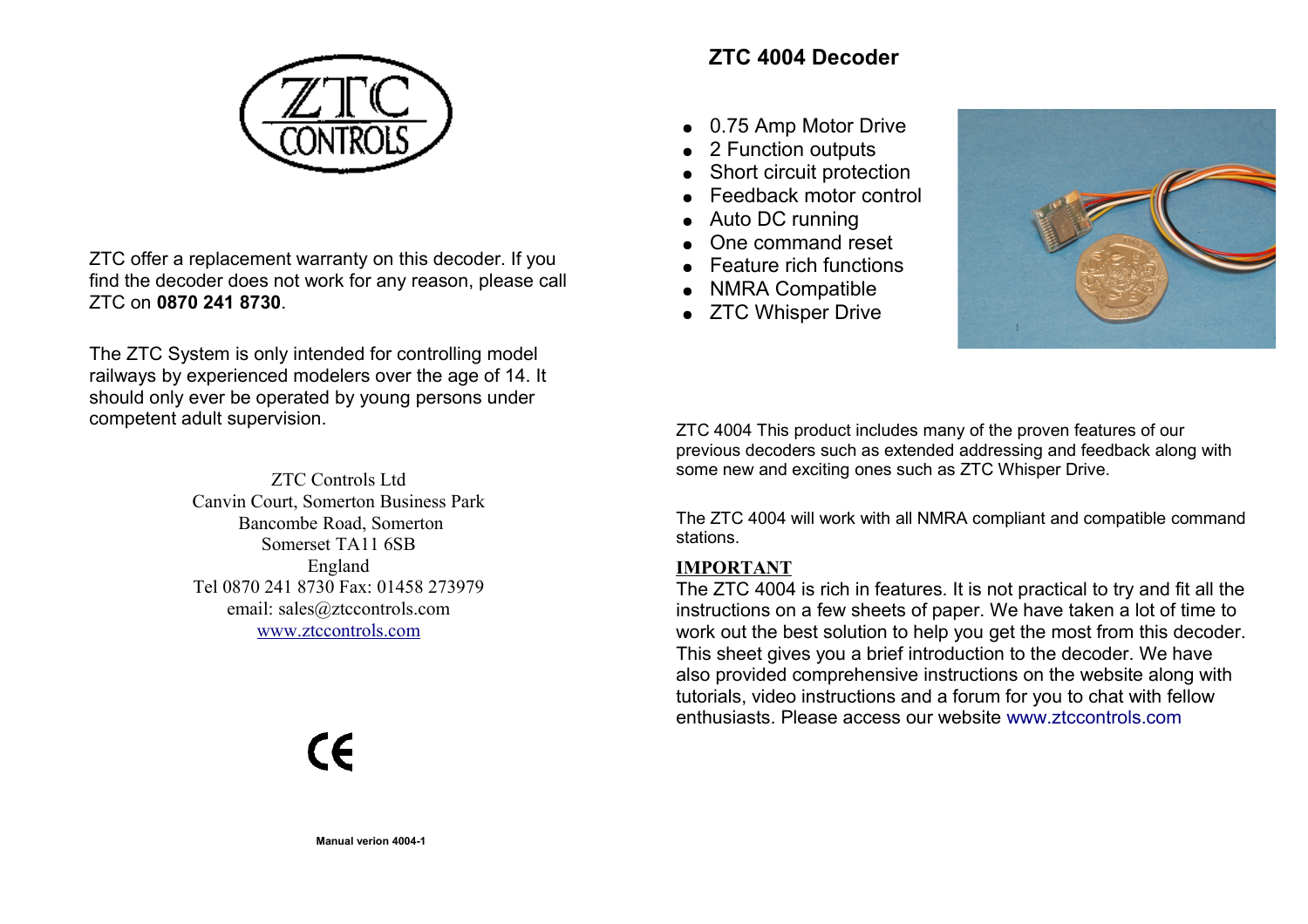ZTC CONTROLS

ZTC offer a replacement warranty on this decoder. If you find the decoder does not work for any reason, please call ZTC on **0870 241 8730**.

The ZTC System is only intended for controlling model railways by experienced modelers over the age of 14. It should only ever be operated by young persons under competent adult supervision.

ZTC Controls Ltd
Canvin Court, Somerton Business Park
Bancombe Road, Somerton
Somerset TA11 6SB
England
Tel 0870 241 8730 Fax: 01458 273979
email: sales@ztccontrols.com
www.ztccontrols.com

CE

**Manual verion 4004-1**

## ZTC 4004 Decoder

- 0.75 Amp Motor Drive
- 2 Function outputs
- Short circuit protection
- Feedback motor control
- Auto DC running
- One command reset
- Feature rich functions
- NMRA Compatible
- ZTC Whisper Drive

ZTC 4004 This product includes many of the proven features of our previous decoders such as extended addressing and feedback along with some new and exciting ones such as ZTC Whisper Drive.

The ZTC 4004 will work with all NMRA compliant and compatible command stations.

**IMPORTANT**

The ZTC 4004 is rich in features. It is not practical to try and fit all the instructions on a few sheets of paper. We have taken a lot of time to work out the best solution to help you get the most from this decoder. This sheet gives you a brief introduction to the decoder. We have also provided comprehensive instructions on the website along with tutorials, video instructions and a forum for you to chat with fellow enthusiasts. Please access our website www.ztccontrols.com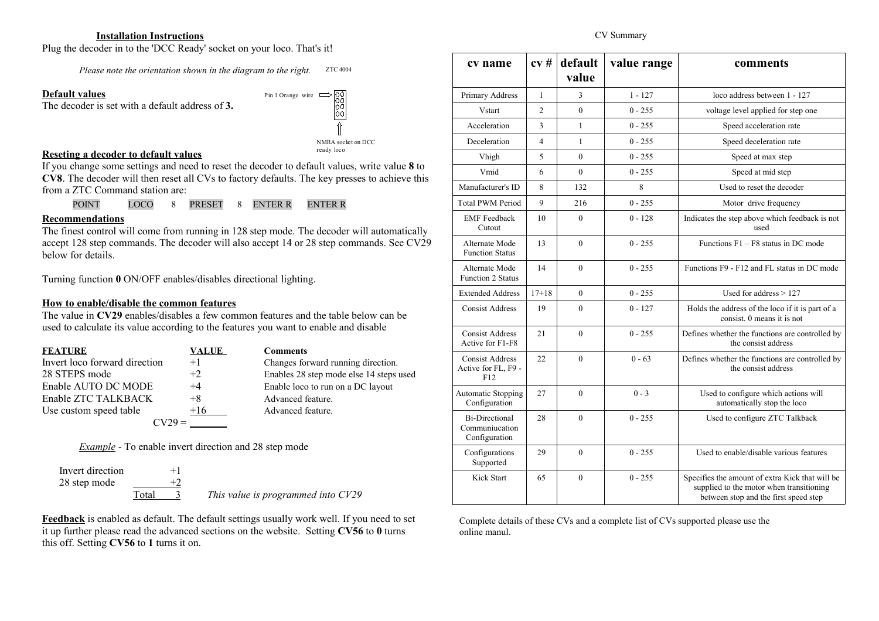## Installation Instructions

Plug the decoder in to the 'DCC Ready' socket on your loco. That's it!

*Please note the orientation shown in the diagram to the right.*

ZTC 4004

Pin 1 Orange wire

NMRA socket on DCC ready loco

### Default values

The decoder is set with a default address of **3.**

### Reseting a decoder to default values

If you change some settings and need to reset the decoder to default values, write value **8** to **CV8**. The decoder will then reset all CVs to factory defaults. The key presses to achieve this from a ZTC Command station are:

POINT LOCO 8 PRESET 8 ENTER R ENTER R

### Recommendations

The finest control will come from running in 128 step mode. The decoder will automatically accept 128 step commands. The decoder will also accept 14 or 28 step commands. See CV29 below for details.

Turning function **0** ON/OFF enables/disables directional lighting.

### How to enable/disable the common features

The value in **CV29** enables/disables a few common features and the table below can be used to calculate its value according to the features you want to enable and disable

| FEATURE | VALUE | Comments |
|---|---|---|
| Invert loco forward direction | +1 | Changes forward running direction. |
| 28 STEPS mode | +2 | Enables 28 step mode else 14 steps used |
| Enable AUTO DC MODE | +4 | Enable loco to run on a DC layout |
| Enable ZTC TALKBACK | +8 | Advanced feature. |
| Use custom speed table | +16 | Advanced feature. |
| CV29 = | | |

*Example* - To enable invert direction and 28 step mode

| | |
|---|---|
| Invert direction | +1 |
| 28 step mode | +2 |
| Total | 3 |

*This value is programmed into CV29*

**Feedback** is enabled as default. The default settings usually work well. If you need to set it up further please read the advanced sections on the website. Setting **CV56** to **0** turns this off. Setting **CV56** to **1** turns it on.

CV Summary

| cv name | cv # | default value | value range | comments |
|---|---|---|---|---|
| Primary Address | 1 | 3 | 1 - 127 | loco address between 1 - 127 |
| Vstart | 2 | 0 | 0 - 255 | voltage level applied for step one |
| Acceleration | 3 | 1 | 0 - 255 | Speed acceleration rate |
| Deceleration | 4 | 1 | 0 - 255 | Speed deceleration rate |
| Vhigh | 5 | 0 | 0 - 255 | Speed at max step |
| Vmid | 6 | 0 | 0 - 255 | Speed at mid step |
| Manufacturer's ID | 8 | 132 | 8 | Used to reset the decoder |
| Total PWM Period | 9 | 216 | 0 - 255 | Motor drive frequency |
| EMF Feedback Cutout | 10 | 0 | 0 - 128 | Indicates the step above which feedback is not used |
| Alternate Mode Function Status | 13 | 0 | 0 - 255 | Functions F1 – F8 status in DC mode |
| Alternate Mode Function 2 Status | 14 | 0 | 0 - 255 | Functions F9 - F12 and FL status in DC mode |
| Extended Address | 17+18 | 0 | 0 - 255 | Used for address > 127 |
| Consist Address | 19 | 0 | 0 - 127 | Holds the address of the loco if it is part of a consist. 0 means it is not |
| Consist Address Active for F1-F8 | 21 | 0 | 0 - 255 | Defines whether the functions are controlled by the consist address |
| Consist Address Active for FL, F9 - F12 | 22 | 0 | 0 - 63 | Defines whether the functions are controlled by the consist address |
| Automatic Stopping Configuration | 27 | 0 | 0 - 3 | Used to configure which actions will automatically stop the loco |
| Bi-Directional Communiucation Configuration | 28 | 0 | 0 - 255 | Used to configure ZTC Talkback |
| Configurations Supported | 29 | 0 | 0 - 255 | Used to enable/disable various features |
| Kick Start | 65 | 0 | 0 - 255 | Specifies the amount of extra Kick that will be supplied to the motor when transitioning between stop and the first speed step |

Complete details of these CVs and a complete list of CVs supported please use the online manul.